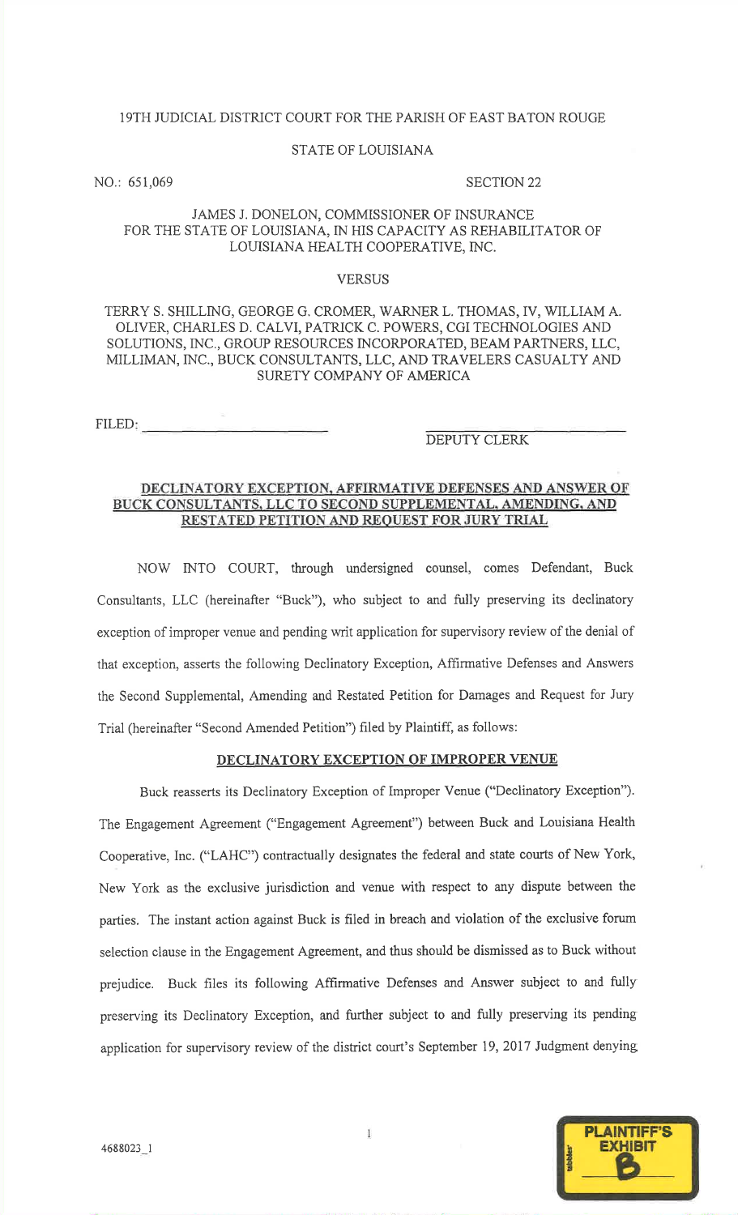19TH JUDICIAL DISTRICT COURT FOR THE PARISH OF EAST BATON ROUGE

STATE OF LOUISIANA

NO.: 651,069 SECTION 22

JAMES J. DONELON, COMMISSIONER OF INSURANCE FOR THE STATE OF LOUISIANA, IN HIS CAPACITY AS REHABILITATOR OF LOUISIANA HEALTH COOPERATIVE, INC.

VERSUS

TERRY S. SHILLING, GEORGE G. CROMER, WARNER L. THOMAS, IV, WILLIAM A. OLIVER, CHARLES D. CALVI, PATRICK C. POWERS, CGI TECHNOLOGIES AND SOLUTIONS, INC., GROUP RESOURCES INCORPORATED, BEAM PARTNERS, LLC, MILLIMAN, INC., BUCK CONSULTANTS, LLC, AND TRAVELERS CASUALTY AND SURETY COMPANY OF AMERICA

FILED: ______________________ ______________________
DEPUTY CLERK

**DECLINATORY EXCEPTION, AFFIRMATIVE DEFENSES AND ANSWER OF BUCK CONSULTANTS, LLC TO SECOND SUPPLEMENTAL, AMENDING, AND RESTATED PETITION AND REQUEST FOR JURY TRIAL**

NOW INTO COURT, through undersigned counsel, comes Defendant, Buck Consultants, LLC (hereinafter "Buck"), who subject to and fully preserving its declinatory exception of improper venue and pending writ application for supervisory review of the denial of that exception, asserts the following Declinatory Exception, Affirmative Defenses and Answers the Second Supplemental, Amending and Restated Petition for Damages and Request for Jury Trial (hereinafter "Second Amended Petition") filed by Plaintiff, as follows:

**DECLINATORY EXCEPTION OF IMPROPER VENUE**

Buck reasserts its Declinatory Exception of Improper Venue ("Declinatory Exception"). The Engagement Agreement ("Engagement Agreement") between Buck and Louisiana Health Cooperative, Inc. ("LAHC") contractually designates the federal and state courts of New York, New York as the exclusive jurisdiction and venue with respect to any dispute between the parties. The instant action against Buck is filed in breach and violation of the exclusive forum selection clause in the Engagement Agreement, and thus should be dismissed as to Buck without prejudice. Buck files its following Affirmative Defenses and Answer subject to and fully preserving its Declinatory Exception, and further subject to and fully preserving its pending application for supervisory review of the district court's September 19, 2017 Judgment denying

4688023_1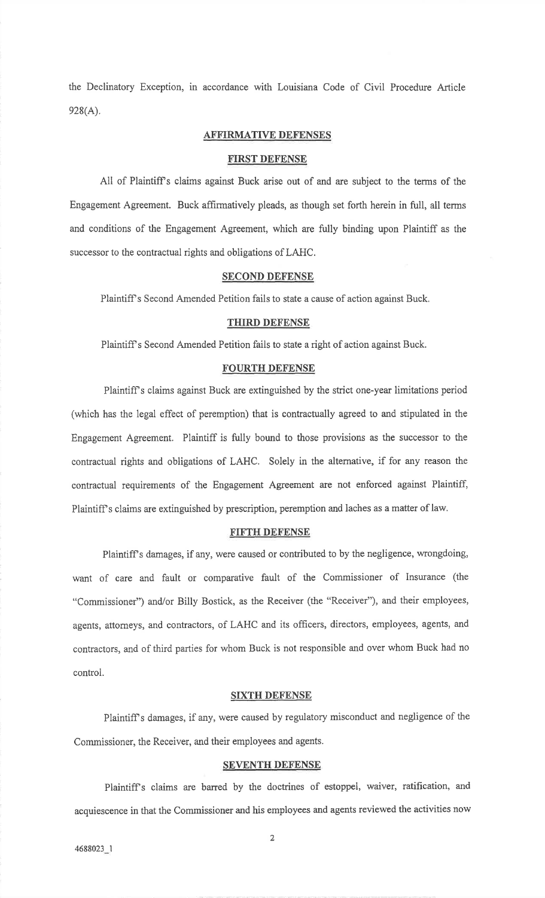the Declinatory Exception, in accordance with Louisiana Code of Civil Procedure Article 928(A).

## AFFIRMATIVE DEFENSES

### FIRST DEFENSE

All of Plaintiff's claims against Buck arise out of and are subject to the terms of the Engagement Agreement. Buck affirmatively pleads, as though set forth herein in full, all terms and conditions of the Engagement Agreement, which are fully binding upon Plaintiff as the successor to the contractual rights and obligations of LAHC.

### SECOND DEFENSE

Plaintiff's Second Amended Petition fails to state a cause of action against Buck.

### THIRD DEFENSE

Plaintiff's Second Amended Petition fails to state a right of action against Buck.

### FOURTH DEFENSE

Plaintiff's claims against Buck are extinguished by the strict one-year limitations period (which has the legal effect of peremption) that is contractually agreed to and stipulated in the Engagement Agreement. Plaintiff is fully bound to those provisions as the successor to the contractual rights and obligations of LAHC. Solely in the alternative, if for any reason the contractual requirements of the Engagement Agreement are not enforced against Plaintiff, Plaintiff's claims are extinguished by prescription, peremption and laches as a matter of law.

### FIFTH DEFENSE

Plaintiff's damages, if any, were caused or contributed to by the negligence, wrongdoing, want of care and fault or comparative fault of the Commissioner of Insurance (the "Commissioner") and/or Billy Bostick, as the Receiver (the "Receiver"), and their employees, agents, attorneys, and contractors, of LAHC and its officers, directors, employees, agents, and contractors, and of third parties for whom Buck is not responsible and over whom Buck had no control.

### SIXTH DEFENSE

Plaintiff's damages, if any, were caused by regulatory misconduct and negligence of the Commissioner, the Receiver, and their employees and agents.

### SEVENTH DEFENSE

Plaintiff's claims are barred by the doctrines of estoppel, waiver, ratification, and acquiescence in that the Commissioner and his employees and agents reviewed the activities now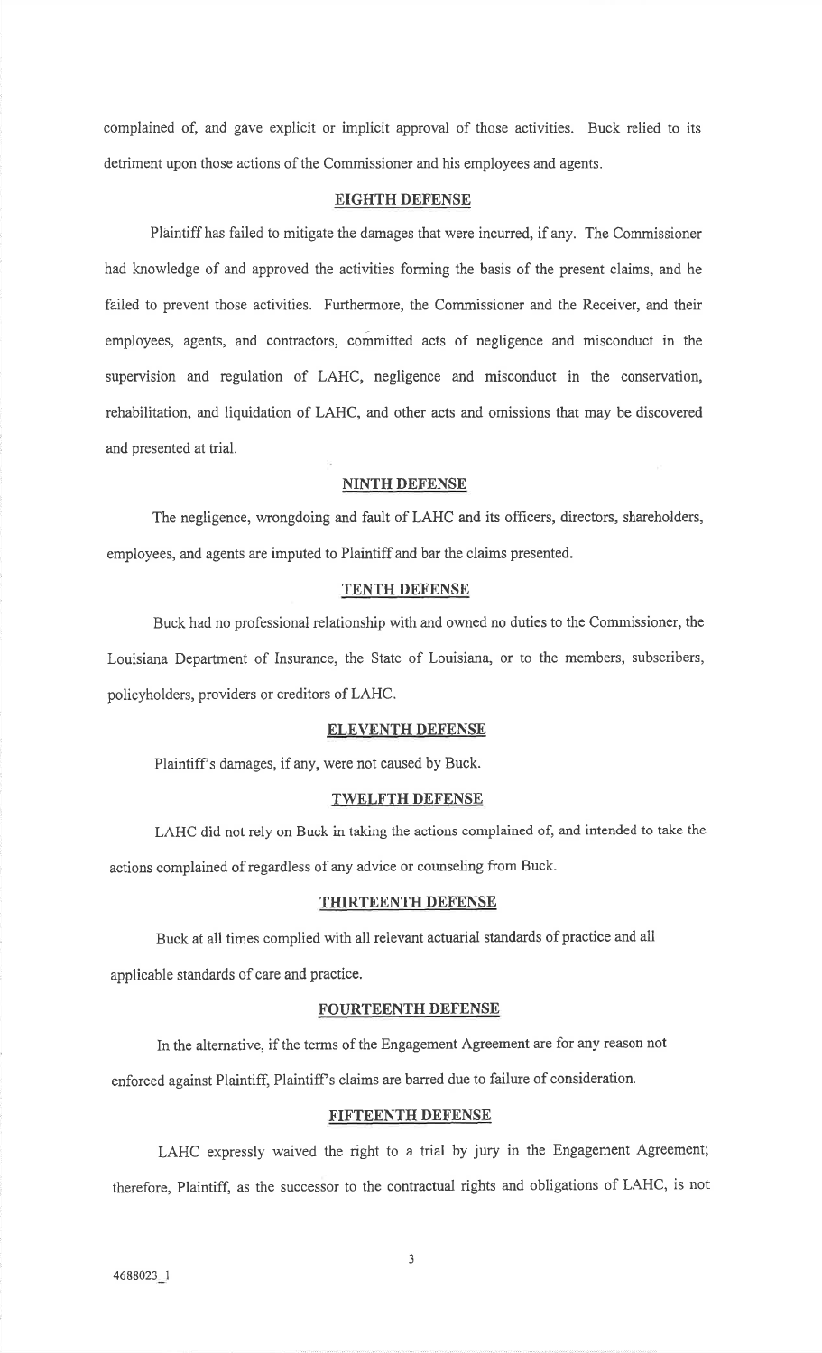complained of, and gave explicit or implicit approval of those activities. Buck relied to its detriment upon those actions of the Commissioner and his employees and agents.

## EIGHTH DEFENSE

Plaintiff has failed to mitigate the damages that were incurred, if any. The Commissioner had knowledge of and approved the activities forming the basis of the present claims, and he failed to prevent those activities. Furthermore, the Commissioner and the Receiver, and their employees, agents, and contractors, committed acts of negligence and misconduct in the supervision and regulation of LAHC, negligence and misconduct in the conservation, rehabilitation, and liquidation of LAHC, and other acts and omissions that may be discovered and presented at trial.

## NINTH DEFENSE

The negligence, wrongdoing and fault of LAHC and its officers, directors, shareholders, employees, and agents are imputed to Plaintiff and bar the claims presented.

## TENTH DEFENSE

Buck had no professional relationship with and owned no duties to the Commissioner, the Louisiana Department of Insurance, the State of Louisiana, or to the members, subscribers, policyholders, providers or creditors of LAHC.

## ELEVENTH DEFENSE

Plaintiff's damages, if any, were not caused by Buck.

## TWELFTH DEFENSE

LAHC did not rely on Buck in taking the actions complained of, and intended to take the actions complained of regardless of any advice or counseling from Buck.

## THIRTEENTH DEFENSE

Buck at all times complied with all relevant actuarial standards of practice and all applicable standards of care and practice.

## FOURTEENTH DEFENSE

In the alternative, if the terms of the Engagement Agreement are for any reason not enforced against Plaintiff, Plaintiff's claims are barred due to failure of consideration.

## FIFTEENTH DEFENSE

LAHC expressly waived the right to a trial by jury in the Engagement Agreement; therefore, Plaintiff, as the successor to the contractual rights and obligations of LAHC, is not

4688023_1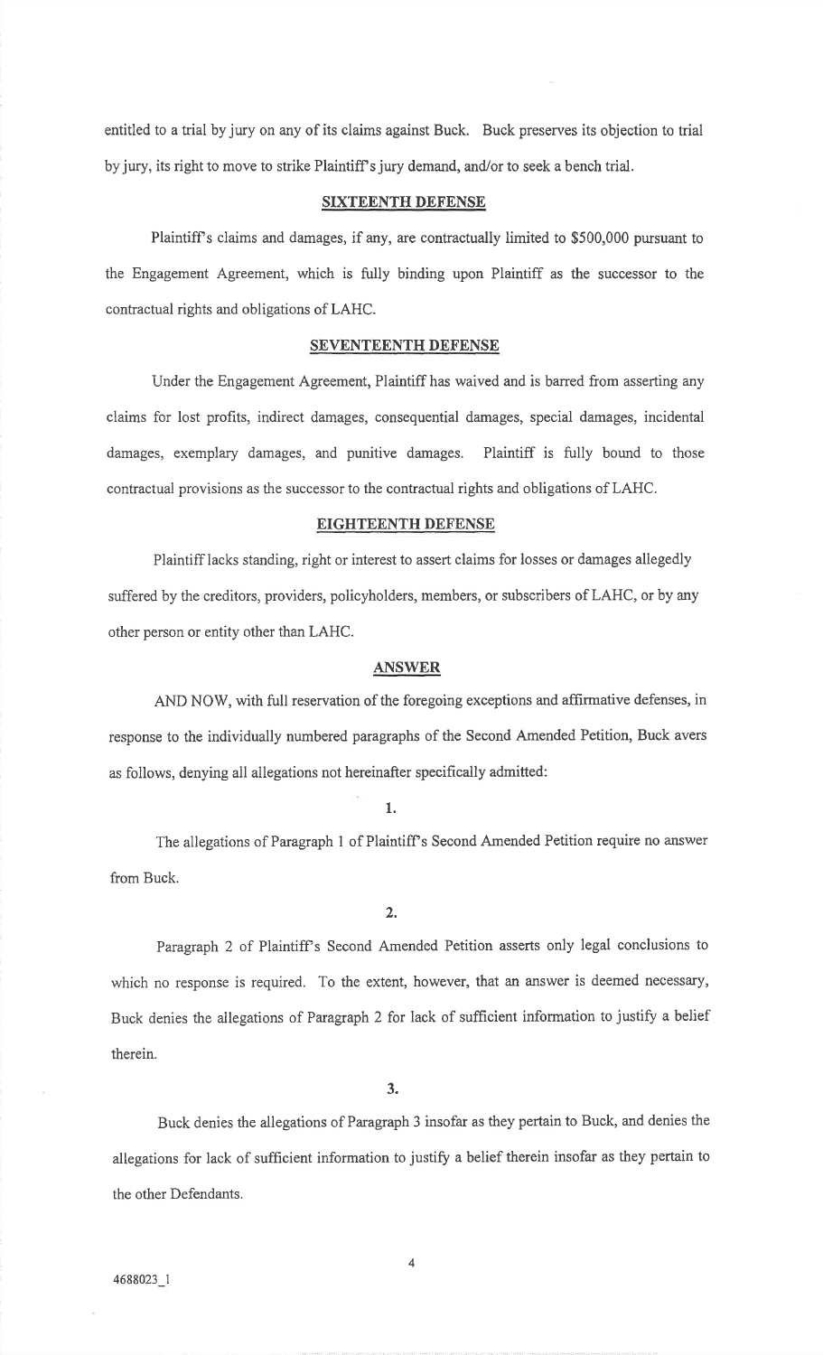entitled to a trial by jury on any of its claims against Buck. Buck preserves its objection to trial by jury, its right to move to strike Plaintiff's jury demand, and/or to seek a bench trial.

## SIXTEENTH DEFENSE

Plaintiff's claims and damages, if any, are contractually limited to $500,000 pursuant to the Engagement Agreement, which is fully binding upon Plaintiff as the successor to the contractual rights and obligations of LAHC.

## SEVENTEENTH DEFENSE

Under the Engagement Agreement, Plaintiff has waived and is barred from asserting any claims for lost profits, indirect damages, consequential damages, special damages, incidental damages, exemplary damages, and punitive damages. Plaintiff is fully bound to those contractual provisions as the successor to the contractual rights and obligations of LAHC.

## EIGHTEENTH DEFENSE

Plaintiff lacks standing, right or interest to assert claims for losses or damages allegedly suffered by the creditors, providers, policyholders, members, or subscribers of LAHC, or by any other person or entity other than LAHC.

## ANSWER

AND NOW, with full reservation of the foregoing exceptions and affirmative defenses, in response to the individually numbered paragraphs of the Second Amended Petition, Buck avers as follows, denying all allegations not hereinafter specifically admitted:

**1.**

The allegations of Paragraph 1 of Plaintiff's Second Amended Petition require no answer from Buck.

**2.**

Paragraph 2 of Plaintiff's Second Amended Petition asserts only legal conclusions to which no response is required. To the extent, however, that an answer is deemed necessary, Buck denies the allegations of Paragraph 2 for lack of sufficient information to justify a belief therein.

**3.**

Buck denies the allegations of Paragraph 3 insofar as they pertain to Buck, and denies the allegations for lack of sufficient information to justify a belief therein insofar as they pertain to the other Defendants.

4688023_1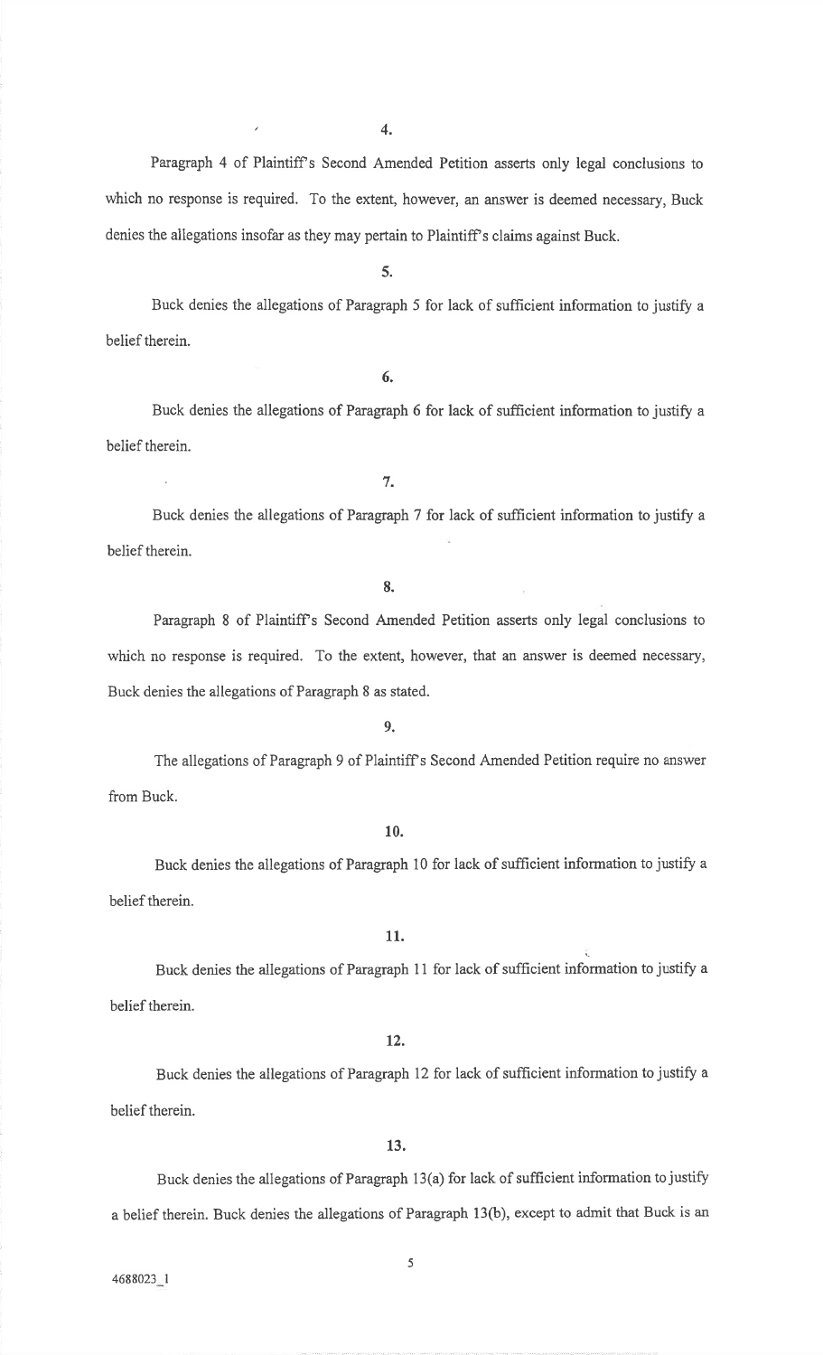**4.**

Paragraph 4 of Plaintiff's Second Amended Petition asserts only legal conclusions to which no response is required. To the extent, however, an answer is deemed necessary, Buck denies the allegations insofar as they may pertain to Plaintiff's claims against Buck.

**5.**

Buck denies the allegations of Paragraph 5 for lack of sufficient information to justify a belief therein.

**6.**

Buck denies the allegations of Paragraph 6 for lack of sufficient information to justify a belief therein.

**7.**

Buck denies the allegations of Paragraph 7 for lack of sufficient information to justify a belief therein.

**8.**

Paragraph 8 of Plaintiff's Second Amended Petition asserts only legal conclusions to which no response is required. To the extent, however, that an answer is deemed necessary, Buck denies the allegations of Paragraph 8 as stated.

**9.**

The allegations of Paragraph 9 of Plaintiff's Second Amended Petition require no answer from Buck.

**10.**

Buck denies the allegations of Paragraph 10 for lack of sufficient information to justify a belief therein.

**11.**

Buck denies the allegations of Paragraph 11 for lack of sufficient information to justify a belief therein.

**12.**

Buck denies the allegations of Paragraph 12 for lack of sufficient information to justify a belief therein.

**13.**

Buck denies the allegations of Paragraph 13(a) for lack of sufficient information to justify a belief therein. Buck denies the allegations of Paragraph 13(b), except to admit that Buck is an

4688023_1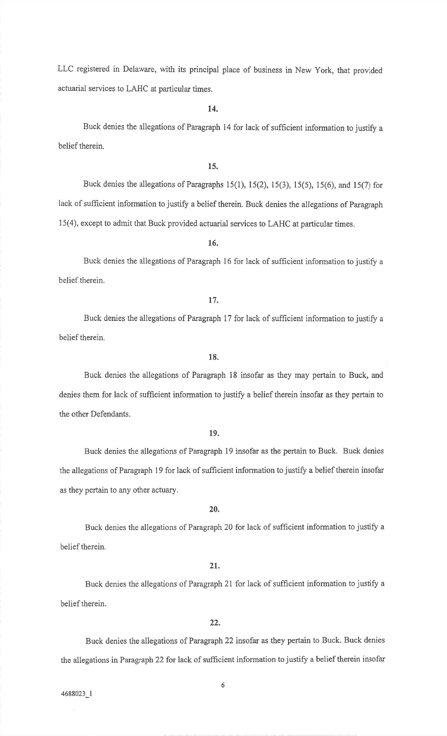LLC registered in Delaware, with its principal place of business in New York, that provided actuarial services to LAHC at particular times.

**14.**

Buck denies the allegations of Paragraph 14 for lack of sufficient information to justify a belief therein.

**15.**

Buck denies the allegations of Paragraphs 15(1), 15(2), 15(3), 15(5), 15(6), and 15(7) for lack of sufficient information to justify a belief therein. Buck denies the allegations of Paragraph 15(4), except to admit that Buck provided actuarial services to LAHC at particular times.

**16.**

Buck denies the allegations of Paragraph 16 for lack of sufficient information to justify a belief therein.

**17.**

Buck denies the allegations of Paragraph 17 for lack of sufficient information to justify a belief therein.

**18.**

Buck denies the allegations of Paragraph 18 insofar as they may pertain to Buck, and denies them for lack of sufficient information to justify a belief therein insofar as they pertain to the other Defendants.

**19.**

Buck denies the allegations of Paragraph 19 insofar as the pertain to Buck. Buck denies the allegations of Paragraph 19 for lack of sufficient information to justify a belief therein insofar as they pertain to any other actuary.

**20.**

Buck denies the allegations of Paragraph 20 for lack of sufficient information to justify a belief therein.

**21.**

Buck denies the allegations of Paragraph 21 for lack of sufficient information to justify a belief therein.

**22.**

Buck denies the allegations of Paragraph 22 insofar as they pertain to Buck. Buck denies the allegations in Paragraph 22 for lack of sufficient information to justify a belief therein insofar

4688023_1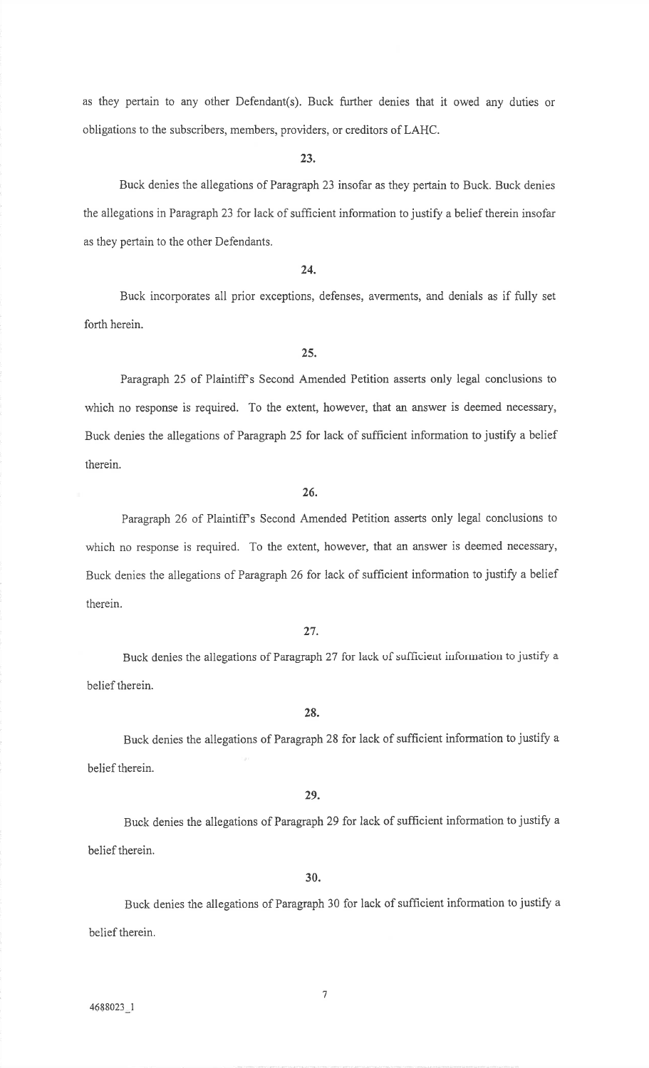as they pertain to any other Defendant(s). Buck further denies that it owed any duties or obligations to the subscribers, members, providers, or creditors of LAHC.

**23.**

Buck denies the allegations of Paragraph 23 insofar as they pertain to Buck. Buck denies the allegations in Paragraph 23 for lack of sufficient information to justify a belief therein insofar as they pertain to the other Defendants.

**24.**

Buck incorporates all prior exceptions, defenses, averments, and denials as if fully set forth herein.

**25.**

Paragraph 25 of Plaintiff's Second Amended Petition asserts only legal conclusions to which no response is required. To the extent, however, that an answer is deemed necessary, Buck denies the allegations of Paragraph 25 for lack of sufficient information to justify a belief therein.

**26.**

Paragraph 26 of Plaintiff's Second Amended Petition asserts only legal conclusions to which no response is required. To the extent, however, that an answer is deemed necessary, Buck denies the allegations of Paragraph 26 for lack of sufficient information to justify a belief therein.

**27.**

Buck denies the allegations of Paragraph 27 for lack of sufficient information to justify a belief therein.

**28.**

Buck denies the allegations of Paragraph 28 for lack of sufficient information to justify a belief therein.

**29.**

Buck denies the allegations of Paragraph 29 for lack of sufficient information to justify a belief therein.

**30.**

Buck denies the allegations of Paragraph 30 for lack of sufficient information to justify a belief therein.

4688023_1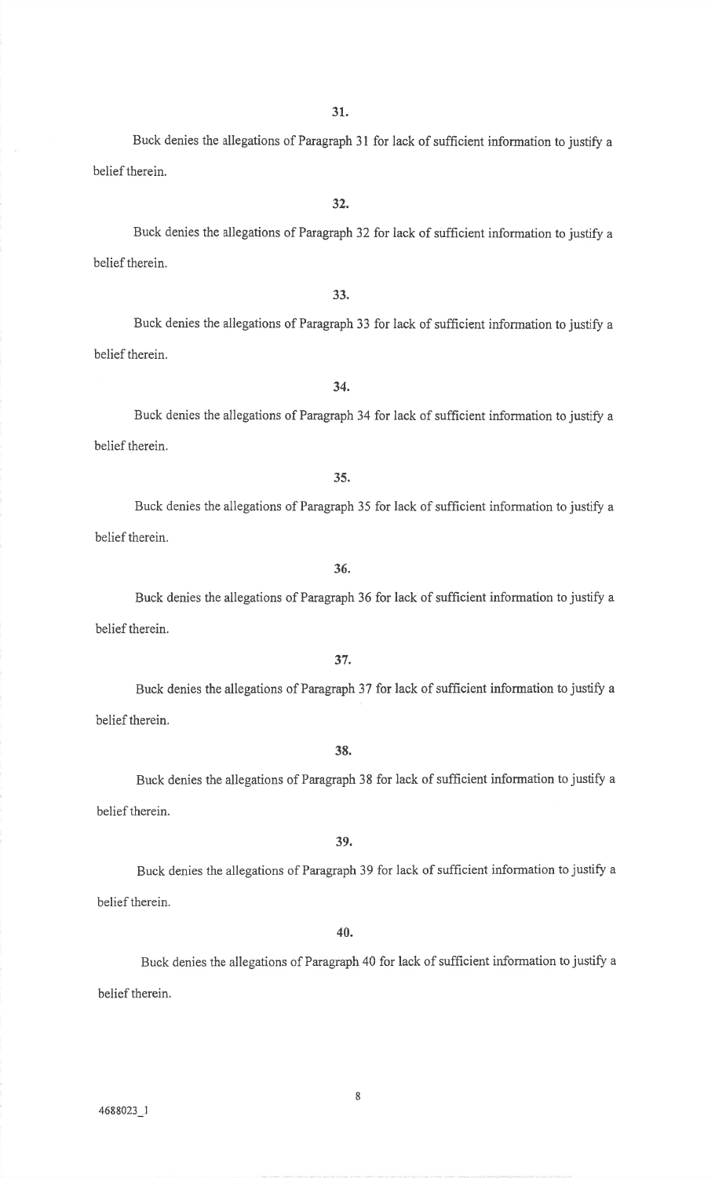**31.**

Buck denies the allegations of Paragraph 31 for lack of sufficient information to justify a belief therein.

**32.**

Buck denies the allegations of Paragraph 32 for lack of sufficient information to justify a belief therein.

**33.**

Buck denies the allegations of Paragraph 33 for lack of sufficient information to justify a belief therein.

**34.**

Buck denies the allegations of Paragraph 34 for lack of sufficient information to justify a belief therein.

**35.**

Buck denies the allegations of Paragraph 35 for lack of sufficient information to justify a belief therein.

**36.**

Buck denies the allegations of Paragraph 36 for lack of sufficient information to justify a belief therein.

**37.**

Buck denies the allegations of Paragraph 37 for lack of sufficient information to justify a belief therein.

**38.**

Buck denies the allegations of Paragraph 38 for lack of sufficient information to justify a belief therein.

**39.**

Buck denies the allegations of Paragraph 39 for lack of sufficient information to justify a belief therein.

**40.**

Buck denies the allegations of Paragraph 40 for lack of sufficient information to justify a belief therein.

4688023_1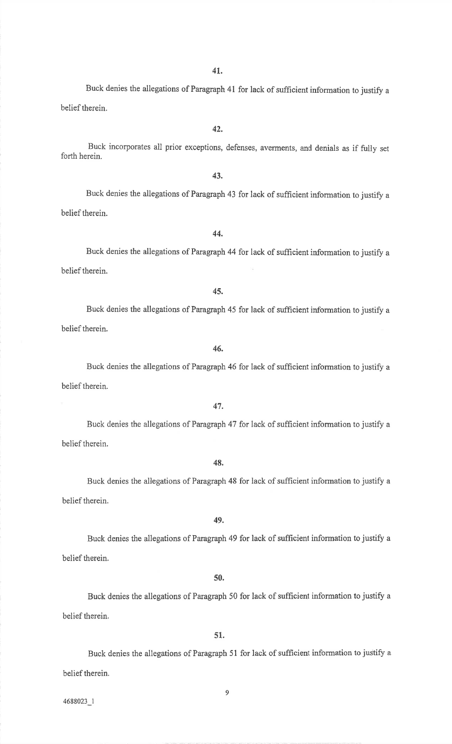41.

Buck denies the allegations of Paragraph 41 for lack of sufficient information to justify a belief therein.

42.

Buck incorporates all prior exceptions, defenses, averments, and denials as if fully set forth herein.

43.

Buck denies the allegations of Paragraph 43 for lack of sufficient information to justify a belief therein.

44.

Buck denies the allegations of Paragraph 44 for lack of sufficient information to justify a belief therein.

45.

Buck denies the allegations of Paragraph 45 for lack of sufficient information to justify a belief therein.

46.

Buck denies the allegations of Paragraph 46 for lack of sufficient information to justify a belief therein.

47.

Buck denies the allegations of Paragraph 47 for lack of sufficient information to justify a belief therein.

48.

Buck denies the allegations of Paragraph 48 for lack of sufficient information to justify a belief therein.

49.

Buck denies the allegations of Paragraph 49 for lack of sufficient information to justify a belief therein.

50.

Buck denies the allegations of Paragraph 50 for lack of sufficient information to justify a belief therein.

51.

Buck denies the allegations of Paragraph 51 for lack of sufficient information to justify a belief therein.

4688023_1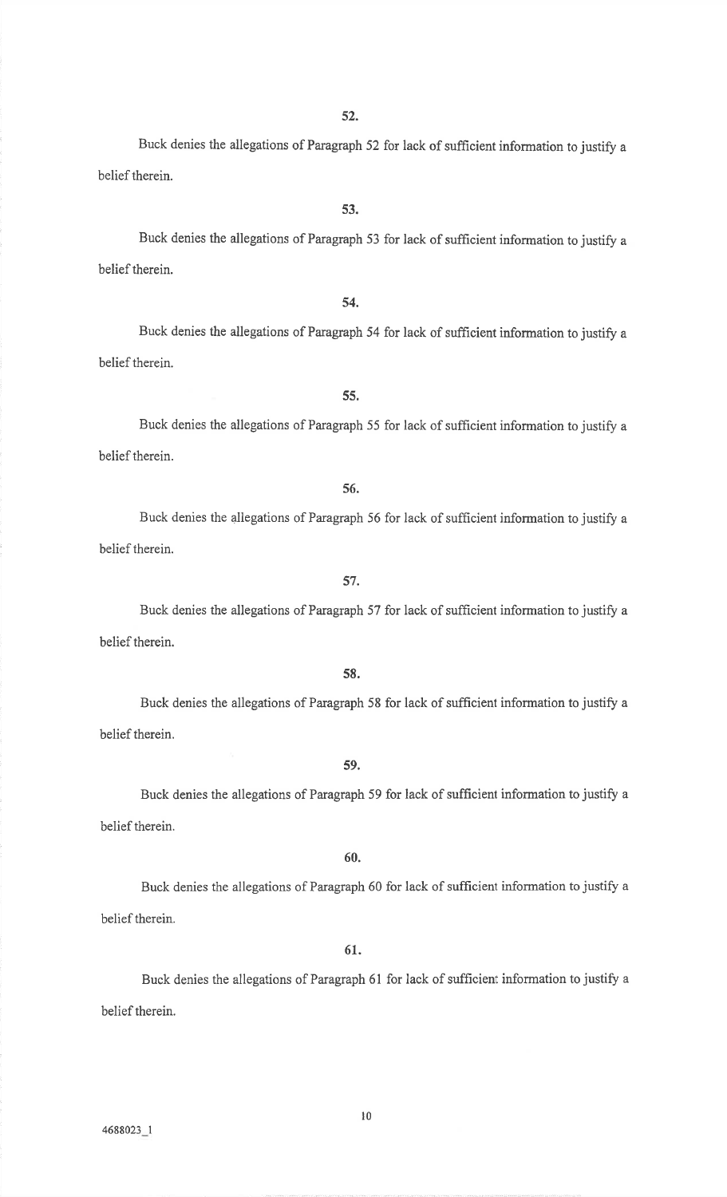**52.**

Buck denies the allegations of Paragraph 52 for lack of sufficient information to justify a belief therein.

**53.**

Buck denies the allegations of Paragraph 53 for lack of sufficient information to justify a belief therein.

**54.**

Buck denies the allegations of Paragraph 54 for lack of sufficient information to justify a belief therein.

**55.**

Buck denies the allegations of Paragraph 55 for lack of sufficient information to justify a belief therein.

**56.**

Buck denies the allegations of Paragraph 56 for lack of sufficient information to justify a belief therein.

**57.**

Buck denies the allegations of Paragraph 57 for lack of sufficient information to justify a belief therein.

**58.**

Buck denies the allegations of Paragraph 58 for lack of sufficient information to justify a belief therein.

**59.**

Buck denies the allegations of Paragraph 59 for lack of sufficient information to justify a belief therein.

**60.**

Buck denies the allegations of Paragraph 60 for lack of sufficient information to justify a belief therein.

**61.**

Buck denies the allegations of Paragraph 61 for lack of sufficient information to justify a belief therein.

4688023_1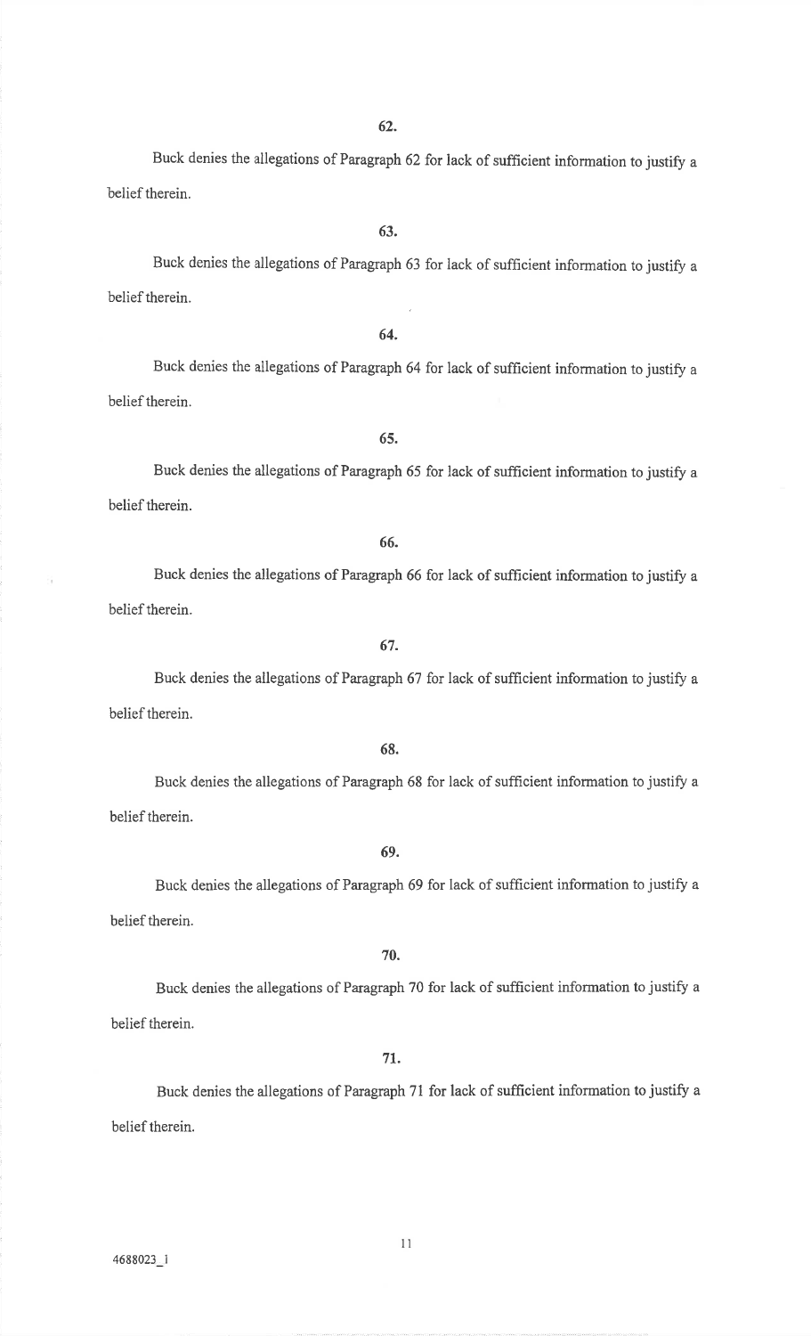**62.**

Buck denies the allegations of Paragraph 62 for lack of sufficient information to justify a belief therein.

**63.**

Buck denies the allegations of Paragraph 63 for lack of sufficient information to justify a belief therein.

**64.**

Buck denies the allegations of Paragraph 64 for lack of sufficient information to justify a belief therein.

**65.**

Buck denies the allegations of Paragraph 65 for lack of sufficient information to justify a belief therein.

**66.**

Buck denies the allegations of Paragraph 66 for lack of sufficient information to justify a belief therein.

**67.**

Buck denies the allegations of Paragraph 67 for lack of sufficient information to justify a belief therein.

**68.**

Buck denies the allegations of Paragraph 68 for lack of sufficient information to justify a belief therein.

**69.**

Buck denies the allegations of Paragraph 69 for lack of sufficient information to justify a belief therein.

**70.**

Buck denies the allegations of Paragraph 70 for lack of sufficient information to justify a belief therein.

**71.**

Buck denies the allegations of Paragraph 71 for lack of sufficient information to justify a belief therein.

4688023_1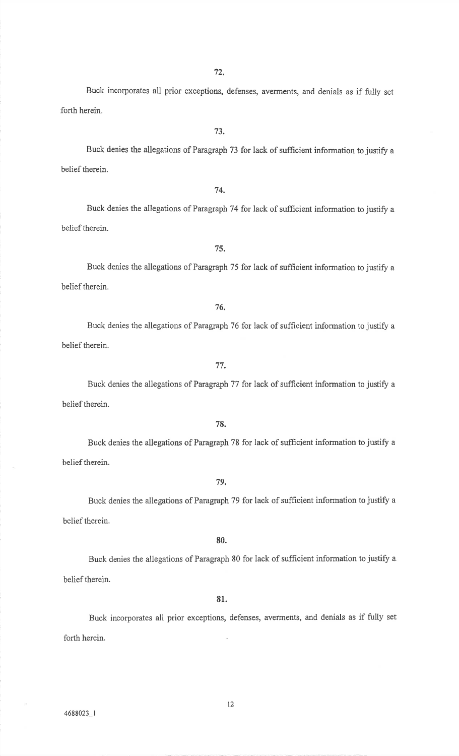**72.**

Buck incorporates all prior exceptions, defenses, averments, and denials as if fully set forth herein.

**73.**

Buck denies the allegations of Paragraph 73 for lack of sufficient information to justify a belief therein.

**74.**

Buck denies the allegations of Paragraph 74 for lack of sufficient information to justify a belief therein.

**75.**

Buck denies the allegations of Paragraph 75 for lack of sufficient information to justify a belief therein.

**76.**

Buck denies the allegations of Paragraph 76 for lack of sufficient information to justify a belief therein.

**77.**

Buck denies the allegations of Paragraph 77 for lack of sufficient information to justify a belief therein.

**78.**

Buck denies the allegations of Paragraph 78 for lack of sufficient information to justify a belief therein.

**79.**

Buck denies the allegations of Paragraph 79 for lack of sufficient information to justify a belief therein.

**80.**

Buck denies the allegations of Paragraph 80 for lack of sufficient information to justify a belief therein.

**81.**

Buck incorporates all prior exceptions, defenses, averments, and denials as if fully set forth herein.

4688023_1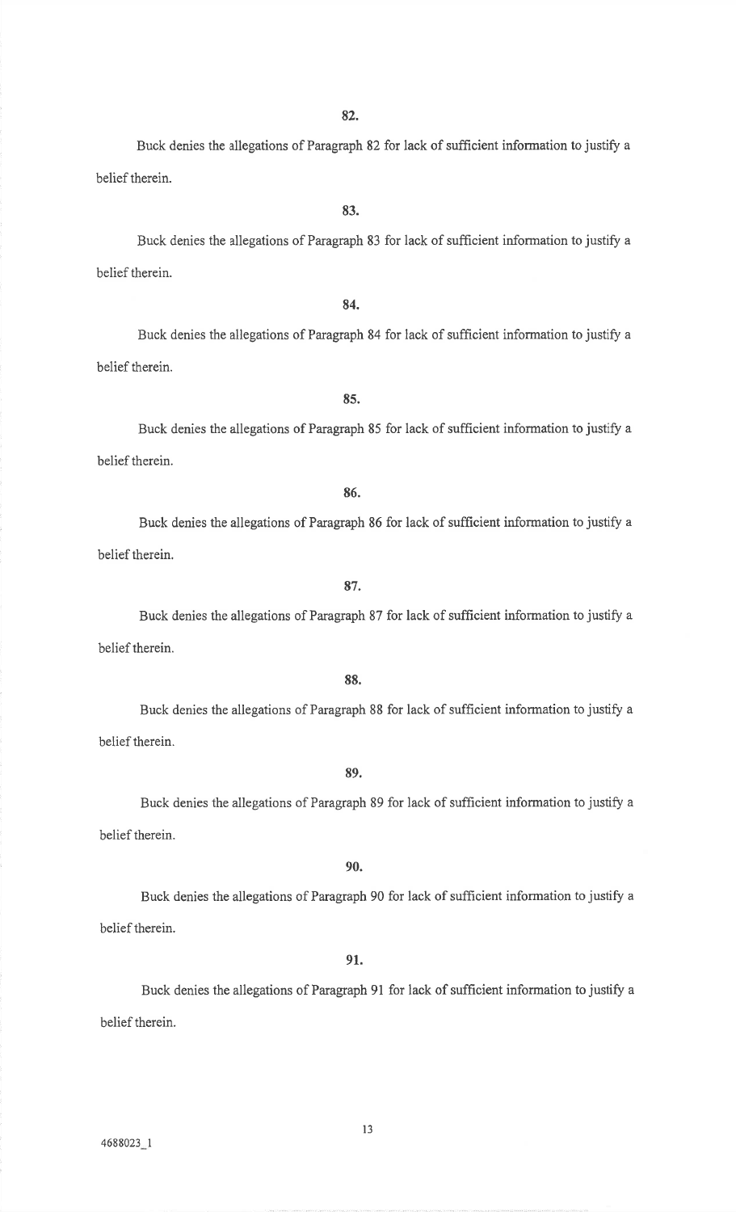**82.**

Buck denies the allegations of Paragraph 82 for lack of sufficient information to justify a belief therein.

**83.**

Buck denies the allegations of Paragraph 83 for lack of sufficient information to justify a belief therein.

**84.**

Buck denies the allegations of Paragraph 84 for lack of sufficient information to justify a belief therein.

**85.**

Buck denies the allegations of Paragraph 85 for lack of sufficient information to justify a belief therein.

**86.**

Buck denies the allegations of Paragraph 86 for lack of sufficient information to justify a belief therein.

**87.**

Buck denies the allegations of Paragraph 87 for lack of sufficient information to justify a belief therein.

**88.**

Buck denies the allegations of Paragraph 88 for lack of sufficient information to justify a belief therein.

**89.**

Buck denies the allegations of Paragraph 89 for lack of sufficient information to justify a belief therein.

**90.**

Buck denies the allegations of Paragraph 90 for lack of sufficient information to justify a belief therein.

**91.**

Buck denies the allegations of Paragraph 91 for lack of sufficient information to justify a belief therein.

4688023_1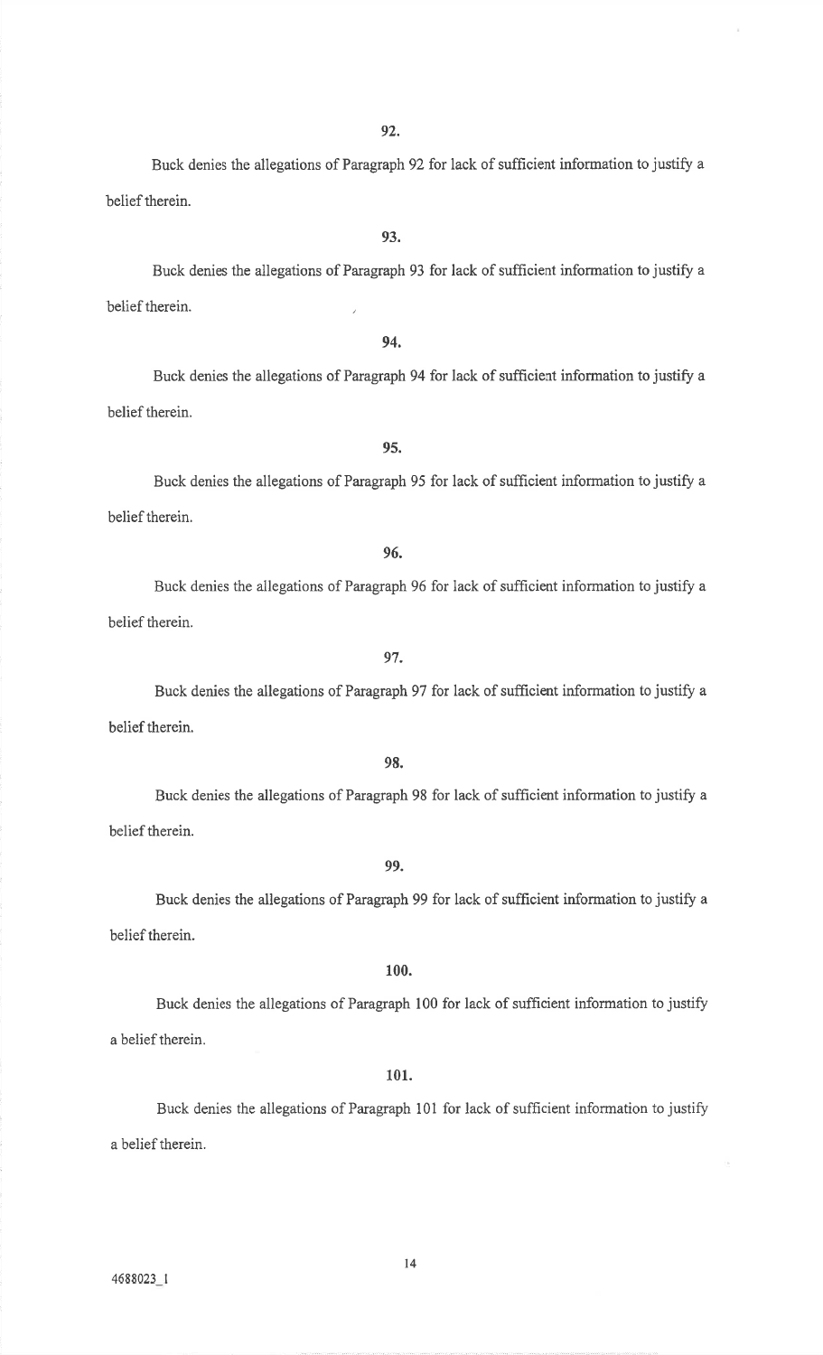**92.**

Buck denies the allegations of Paragraph 92 for lack of sufficient information to justify a belief therein.

**93.**

Buck denies the allegations of Paragraph 93 for lack of sufficient information to justify a belief therein.

**94.**

Buck denies the allegations of Paragraph 94 for lack of sufficient information to justify a belief therein.

**95.**

Buck denies the allegations of Paragraph 95 for lack of sufficient information to justify a belief therein.

**96.**

Buck denies the allegations of Paragraph 96 for lack of sufficient information to justify a belief therein.

**97.**

Buck denies the allegations of Paragraph 97 for lack of sufficient information to justify a belief therein.

**98.**

Buck denies the allegations of Paragraph 98 for lack of sufficient information to justify a belief therein.

**99.**

Buck denies the allegations of Paragraph 99 for lack of sufficient information to justify a belief therein.

**100.**

Buck denies the allegations of Paragraph 100 for lack of sufficient information to justify a belief therein.

**101.**

Buck denies the allegations of Paragraph 101 for lack of sufficient information to justify a belief therein.

4688023_1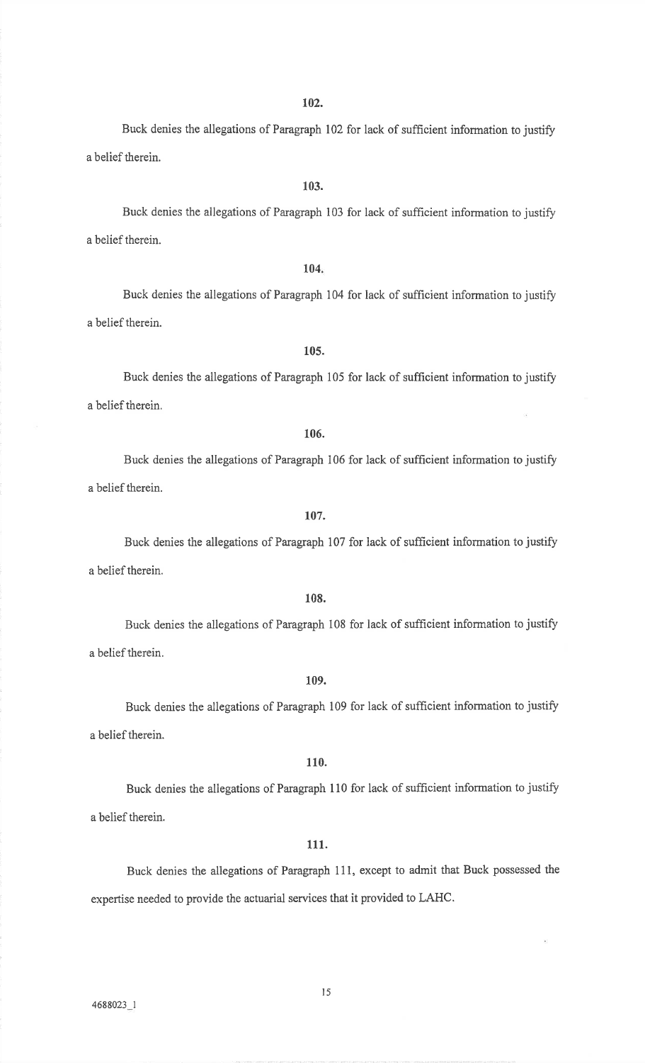**102.**

Buck denies the allegations of Paragraph 102 for lack of sufficient information to justify a belief therein.

**103.**

Buck denies the allegations of Paragraph 103 for lack of sufficient information to justify a belief therein.

**104.**

Buck denies the allegations of Paragraph 104 for lack of sufficient information to justify a belief therein.

**105.**

Buck denies the allegations of Paragraph 105 for lack of sufficient information to justify a belief therein.

**106.**

Buck denies the allegations of Paragraph 106 for lack of sufficient information to justify a belief therein.

**107.**

Buck denies the allegations of Paragraph 107 for lack of sufficient information to justify a belief therein.

**108.**

Buck denies the allegations of Paragraph 108 for lack of sufficient information to justify a belief therein.

**109.**

Buck denies the allegations of Paragraph 109 for lack of sufficient information to justify a belief therein.

**110.**

Buck denies the allegations of Paragraph 110 for lack of sufficient information to justify a belief therein.

**111.**

Buck denies the allegations of Paragraph 111, except to admit that Buck possessed the expertise needed to provide the actuarial services that it provided to LAHC.

4688023_1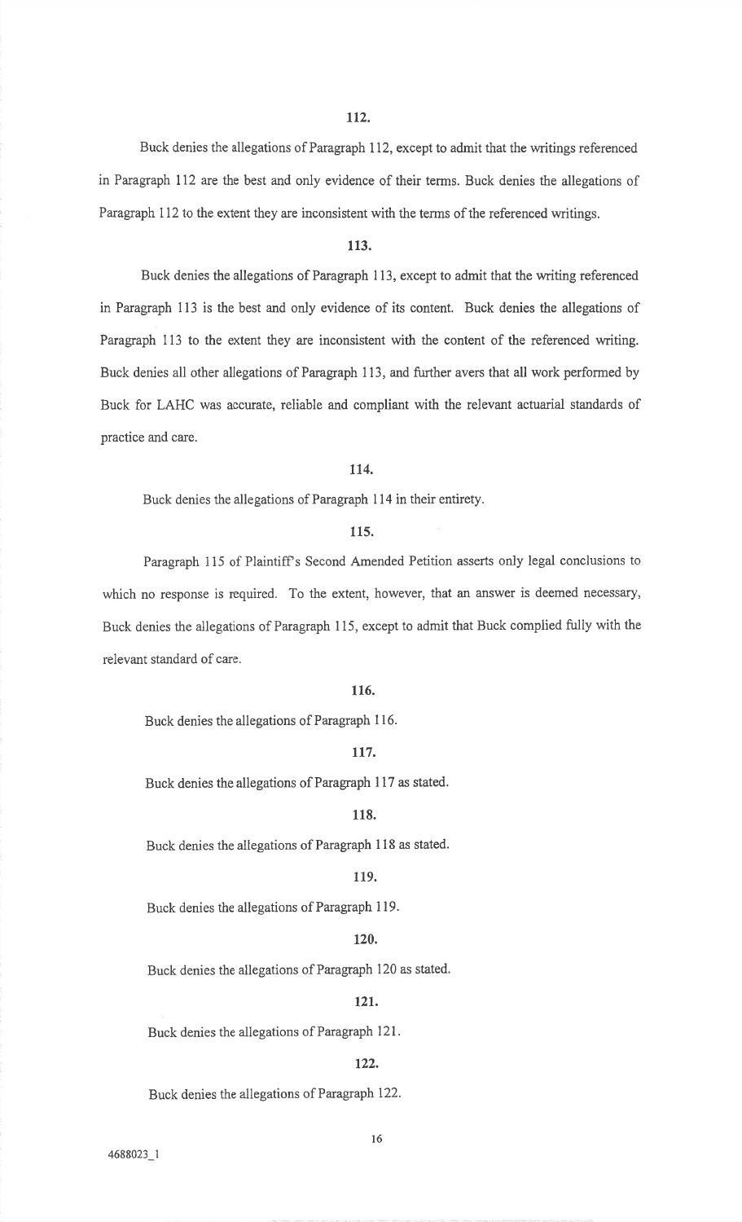**112.**

Buck denies the allegations of Paragraph 112, except to admit that the writings referenced in Paragraph 112 are the best and only evidence of their terms. Buck denies the allegations of Paragraph 112 to the extent they are inconsistent with the terms of the referenced writings.

**113.**

Buck denies the allegations of Paragraph 113, except to admit that the writing referenced in Paragraph 113 is the best and only evidence of its content. Buck denies the allegations of Paragraph 113 to the extent they are inconsistent with the content of the referenced writing. Buck denies all other allegations of Paragraph 113, and further avers that all work performed by Buck for LAHC was accurate, reliable and compliant with the relevant actuarial standards of practice and care.

**114.**

Buck denies the allegations of Paragraph 114 in their entirety.

**115.**

Paragraph 115 of Plaintiff's Second Amended Petition asserts only legal conclusions to which no response is required. To the extent, however, that an answer is deemed necessary, Buck denies the allegations of Paragraph 115, except to admit that Buck complied fully with the relevant standard of care.

**116.**

Buck denies the allegations of Paragraph 116.

**117.**

Buck denies the allegations of Paragraph 117 as stated.

**118.**

Buck denies the allegations of Paragraph 118 as stated.

**119.**

Buck denies the allegations of Paragraph 119.

**120.**

Buck denies the allegations of Paragraph 120 as stated.

**121.**

Buck denies the allegations of Paragraph 121.

**122.**

Buck denies the allegations of Paragraph 122.

4688023_1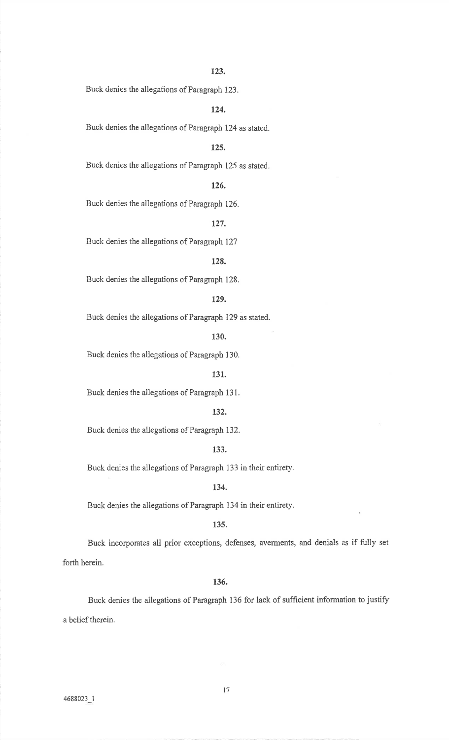**123.**

Buck denies the allegations of Paragraph 123.

**124.**

Buck denies the allegations of Paragraph 124 as stated.

**125.**

Buck denies the allegations of Paragraph 125 as stated.

**126.**

Buck denies the allegations of Paragraph 126.

**127.**

Buck denies the allegations of Paragraph 127

**128.**

Buck denies the allegations of Paragraph 128.

**129.**

Buck denies the allegations of Paragraph 129 as stated.

**130.**

Buck denies the allegations of Paragraph 130.

**131.**

Buck denies the allegations of Paragraph 131.

**132.**

Buck denies the allegations of Paragraph 132.

**133.**

Buck denies the allegations of Paragraph 133 in their entirety.

**134.**

Buck denies the allegations of Paragraph 134 in their entirety.

**135.**

Buck incorporates all prior exceptions, defenses, averments, and denials as if fully set forth herein.

**136.**

Buck denies the allegations of Paragraph 136 for lack of sufficient information to justify a belief therein.

4688023_1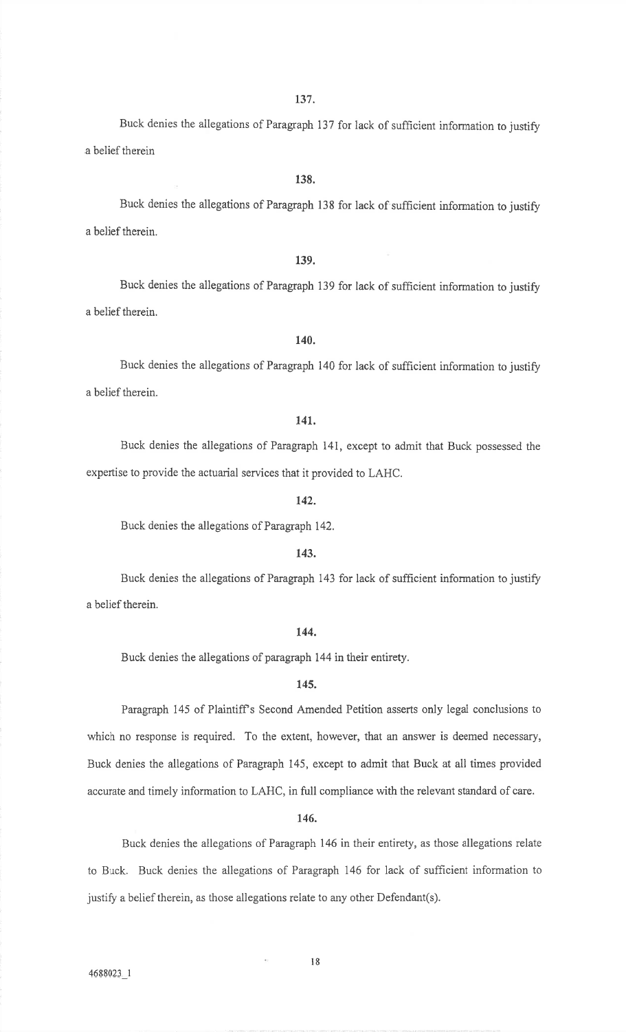**137.**

Buck denies the allegations of Paragraph 137 for lack of sufficient information to justify a belief therein

**138.**

Buck denies the allegations of Paragraph 138 for lack of sufficient information to justify a belief therein.

**139.**

Buck denies the allegations of Paragraph 139 for lack of sufficient information to justify a belief therein.

**140.**

Buck denies the allegations of Paragraph 140 for lack of sufficient information to justify a belief therein.

**141.**

Buck denies the allegations of Paragraph 141, except to admit that Buck possessed the expertise to provide the actuarial services that it provided to LAHC.

**142.**

Buck denies the allegations of Paragraph 142.

**143.**

Buck denies the allegations of Paragraph 143 for lack of sufficient information to justify a belief therein.

**144.**

Buck denies the allegations of paragraph 144 in their entirety.

**145.**

Paragraph 145 of Plaintiff's Second Amended Petition asserts only legal conclusions to which no response is required. To the extent, however, that an answer is deemed necessary, Buck denies the allegations of Paragraph 145, except to admit that Buck at all times provided accurate and timely information to LAHC, in full compliance with the relevant standard of care.

**146.**

Buck denies the allegations of Paragraph 146 in their entirety, as those allegations relate to Buck. Buck denies the allegations of Paragraph 146 for lack of sufficient information to justify a belief therein, as those allegations relate to any other Defendant(s).

4688023_1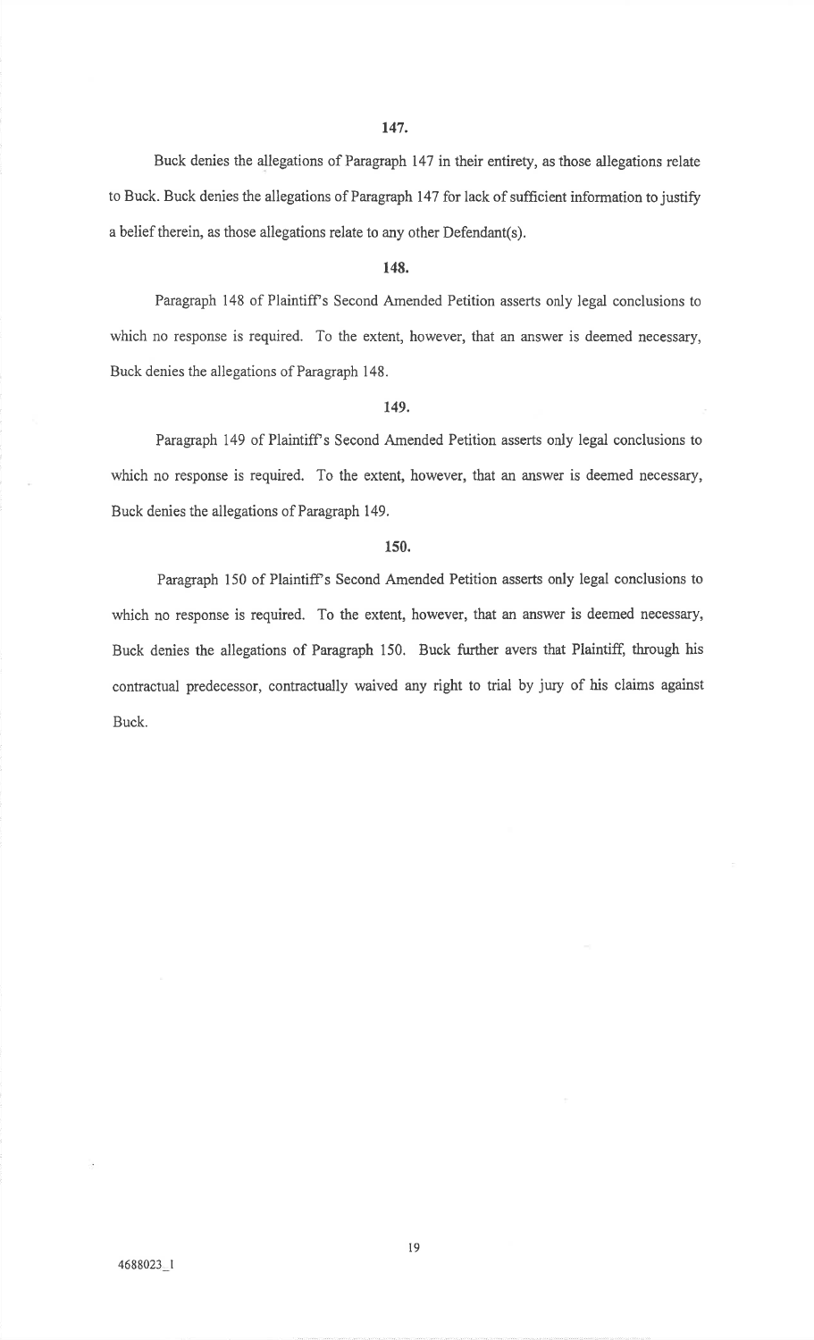**147.**

Buck denies the allegations of Paragraph 147 in their entirety, as those allegations relate to Buck. Buck denies the allegations of Paragraph 147 for lack of sufficient information to justify a belief therein, as those allegations relate to any other Defendant(s).

**148.**

Paragraph 148 of Plaintiff's Second Amended Petition asserts only legal conclusions to which no response is required. To the extent, however, that an answer is deemed necessary, Buck denies the allegations of Paragraph 148.

**149.**

Paragraph 149 of Plaintiff's Second Amended Petition asserts only legal conclusions to which no response is required. To the extent, however, that an answer is deemed necessary, Buck denies the allegations of Paragraph 149.

**150.**

Paragraph 150 of Plaintiff's Second Amended Petition asserts only legal conclusions to which no response is required. To the extent, however, that an answer is deemed necessary, Buck denies the allegations of Paragraph 150. Buck further avers that Plaintiff, through his contractual predecessor, contractually waived any right to trial by jury of his claims against Buck.

4688023_1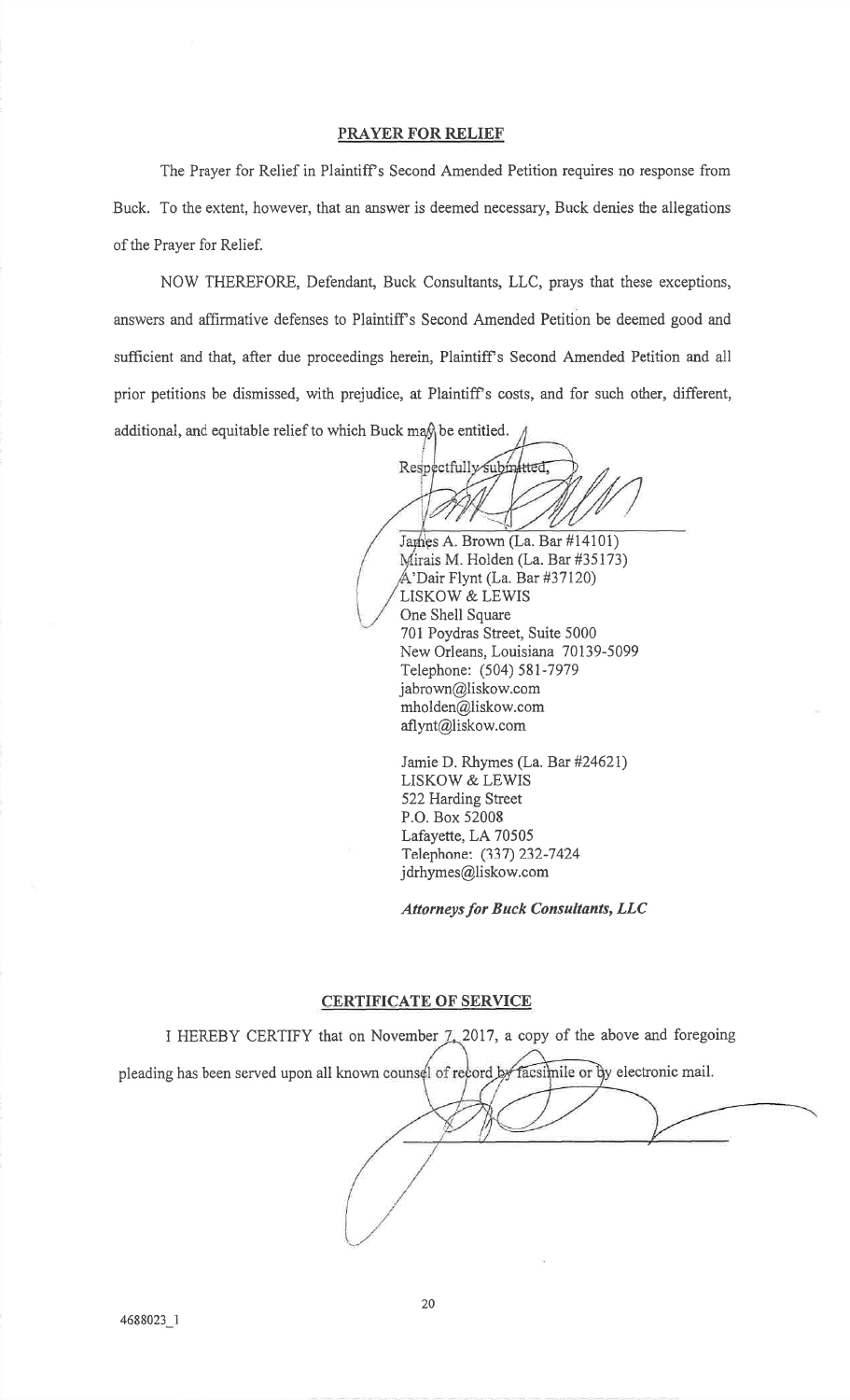## PRAYER FOR RELIEF

The Prayer for Relief in Plaintiff's Second Amended Petition requires no response from Buck. To the extent, however, that an answer is deemed necessary, Buck denies the allegations of the Prayer for Relief.

NOW THEREFORE, Defendant, Buck Consultants, LLC, prays that these exceptions, answers and affirmative defenses to Plaintiff's Second Amended Petition be deemed good and sufficient and that, after due proceedings herein, Plaintiff's Second Amended Petition and all prior petitions be dismissed, with prejudice, at Plaintiff's costs, and for such other, different, additional, and equitable relief to which Buck may be entitled.

Respectfully submitted,

James A. Brown (La. Bar #14101)
Mirais M. Holden (La. Bar #35173)
A'Dair Flynt (La. Bar #37120)
LISKOW & LEWIS
One Shell Square
701 Poydras Street, Suite 5000
New Orleans, Louisiana 70139-5099
Telephone: (504) 581-7979
jabrown@liskow.com
mholden@liskow.com
aflynt@liskow.com

Jamie D. Rhymes (La. Bar #24621)
LISKOW & LEWIS
522 Harding Street
P.O. Box 52008
Lafayette, LA 70505
Telephone: (337) 232-7424
jdrhymes@liskow.com

***Attorneys for Buck Consultants, LLC***

## CERTIFICATE OF SERVICE

I HEREBY CERTIFY that on November 7, 2017, a copy of the above and foregoing pleading has been served upon all known counsel of record by facsimile or by electronic mail.

4688023_1